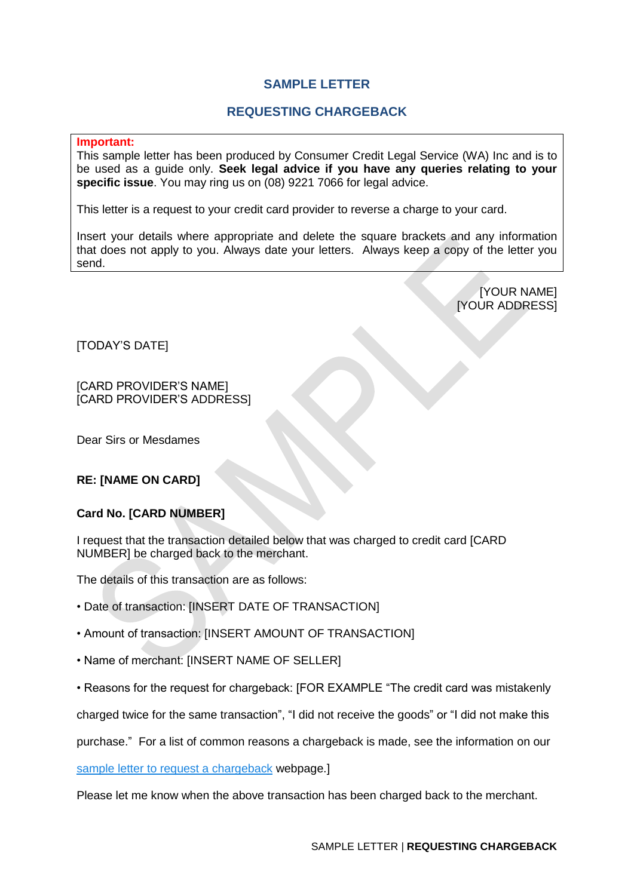# SAMPLE LETTER

## REQUESTING CHARGEBACK

**Important:**
This sample letter has been produced by Consumer Credit Legal Service (WA) Inc and is to be used as a guide only. **Seek legal advice if you have any queries relating to your specific issue**. You may ring us on (08) 9221 7066 for legal advice.

This letter is a request to your credit card provider to reverse a charge to your card.

Insert your details where appropriate and delete the square brackets and any information that does not apply to you. Always date your letters. Always keep a copy of the letter you send.

[YOUR NAME]
[YOUR ADDRESS]

[TODAY'S DATE]

[CARD PROVIDER'S NAME]
[CARD PROVIDER'S ADDRESS]

Dear Sirs or Mesdames

**RE: [NAME ON CARD]**

**Card No. [CARD NUMBER]**

I request that the transaction detailed below that was charged to credit card [CARD NUMBER] be charged back to the merchant.

The details of this transaction are as follows:

- Date of transaction: [INSERT DATE OF TRANSACTION]
- Amount of transaction: [INSERT AMOUNT OF TRANSACTION]
- Name of merchant: [INSERT NAME OF SELLER]
- Reasons for the request for chargeback: [FOR EXAMPLE "The credit card was mistakenly charged twice for the same transaction", "I did not receive the goods" or "I did not make this purchase." For a list of common reasons a chargeback is made, see the information on our sample letter to request a chargeback webpage.]

Please let me know when the above transaction has been charged back to the merchant.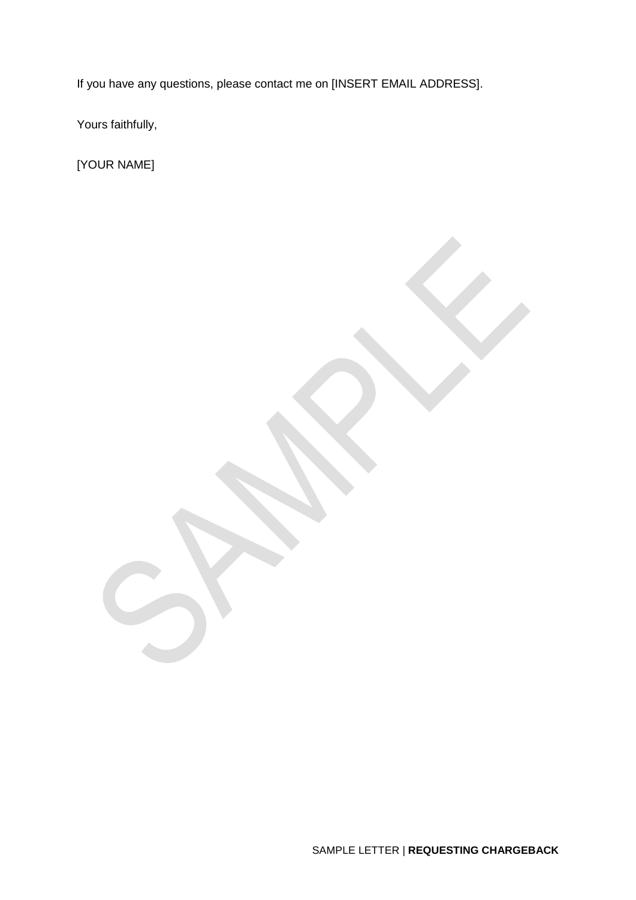If you have any questions, please contact me on [INSERT EMAIL ADDRESS].

Yours faithfully,

[YOUR NAME]